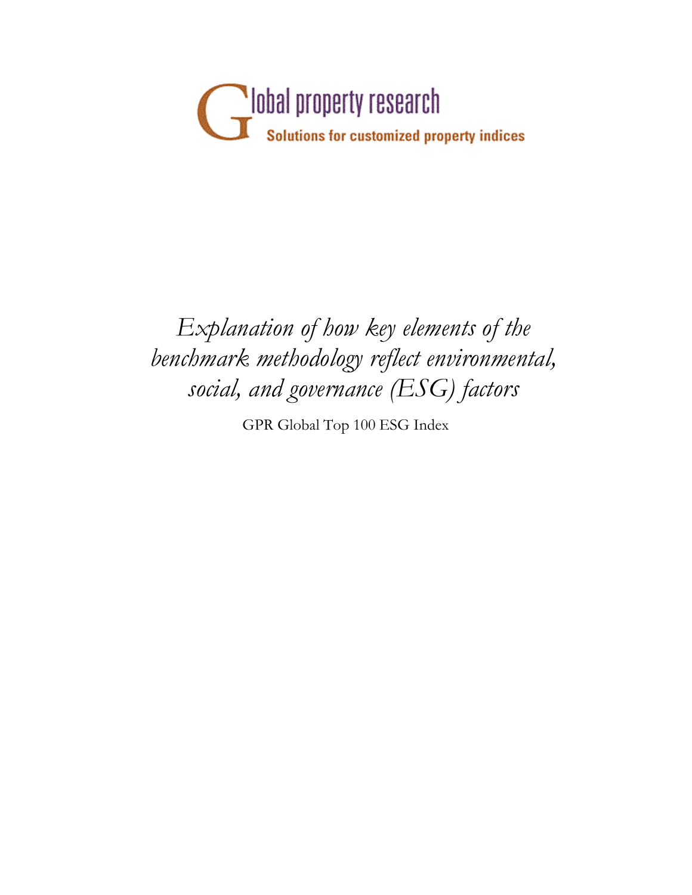Global property research

Solutions for customized property indices

*Explanation of how key elements of the benchmark methodology reflect environmental, social, and governance (ESG) factors*

GPR Global Top 100 ESG Index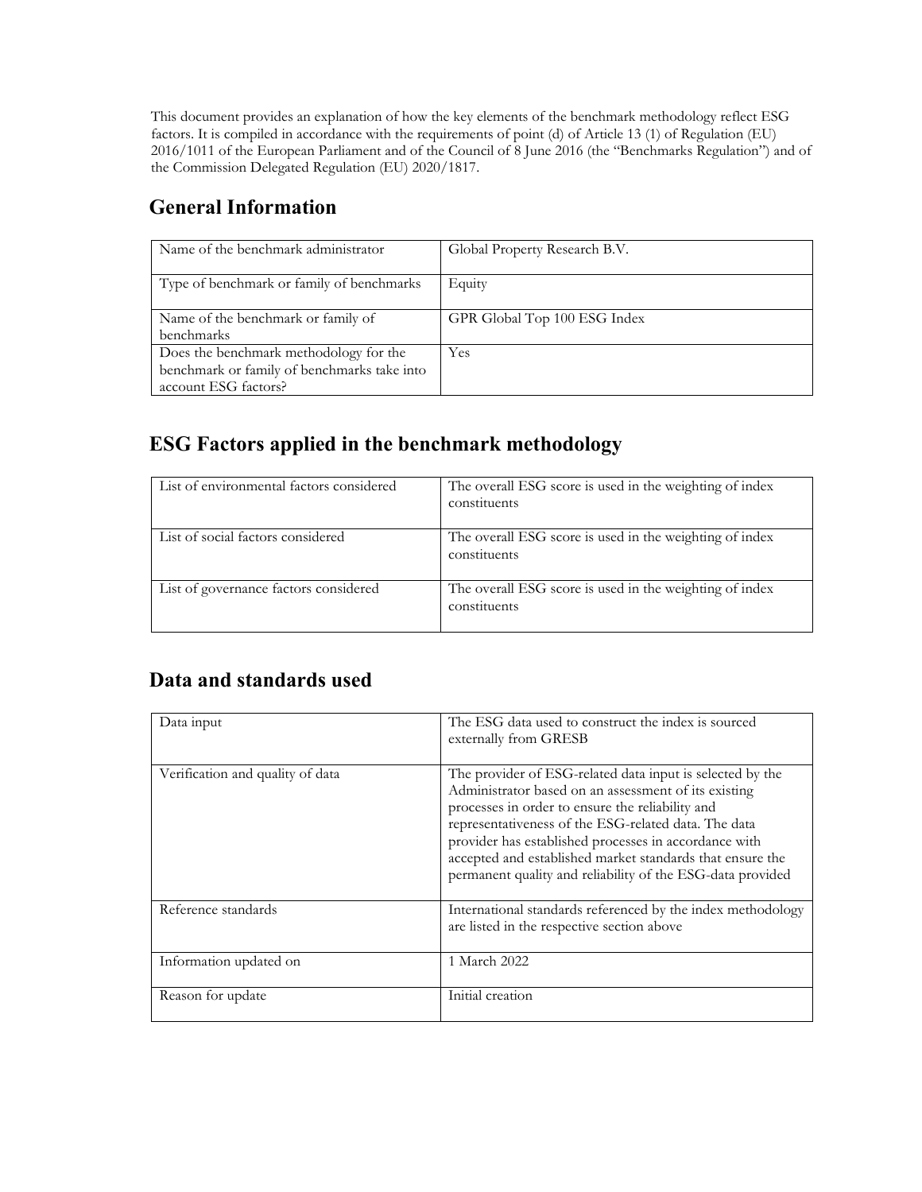This document provides an explanation of how the key elements of the benchmark methodology reflect ESG factors. It is compiled in accordance with the requirements of point (d) of Article 13 (1) of Regulation (EU) 2016/1011 of the European Parliament and of the Council of 8 June 2016 (the "Benchmarks Regulation") and of the Commission Delegated Regulation (EU) 2020/1817.

## General Information

| | |
|---|---|
| Name of the benchmark administrator | Global Property Research B.V. |
| Type of benchmark or family of benchmarks | Equity |
| Name of the benchmark or family of benchmarks | GPR Global Top 100 ESG Index |
| Does the benchmark methodology for the benchmark or family of benchmarks take into account ESG factors? | Yes |

## ESG Factors applied in the benchmark methodology

| | |
|---|---|
| List of environmental factors considered | The overall ESG score is used in the weighting of index constituents |
| List of social factors considered | The overall ESG score is used in the weighting of index constituents |
| List of governance factors considered | The overall ESG score is used in the weighting of index constituents |

## Data and standards used

| | |
|---|---|
| Data input | The ESG data used to construct the index is sourced externally from GRESB |
| Verification and quality of data | The provider of ESG-related data input is selected by the Administrator based on an assessment of its existing processes in order to ensure the reliability and representativeness of the ESG-related data. The data provider has established processes in accordance with accepted and established market standards that ensure the permanent quality and reliability of the ESG-data provided |
| Reference standards | International standards referenced by the index methodology are listed in the respective section above |
| Information updated on | 1 March 2022 |
| Reason for update | Initial creation |